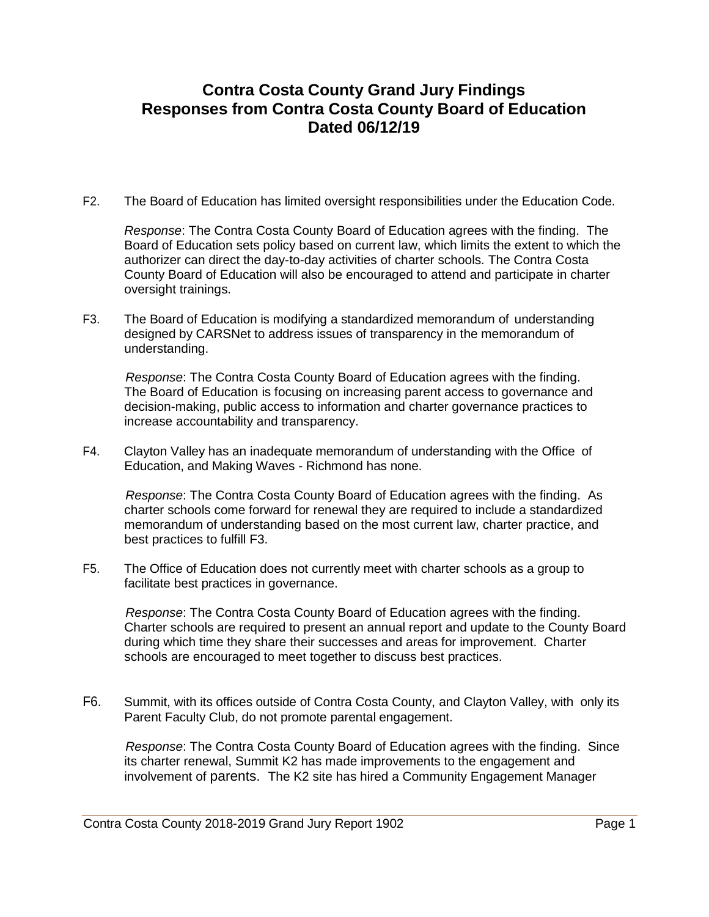# Contra Costa County Grand Jury Findings
# Responses from Contra Costa County Board of Education
# Dated 06/12/19

F2. The Board of Education has limited oversight responsibilities under the Education Code.

*Response*: The Contra Costa County Board of Education agrees with the finding. The Board of Education sets policy based on current law, which limits the extent to which the authorizer can direct the day-to-day activities of charter schools. The Contra Costa County Board of Education will also be encouraged to attend and participate in charter oversight trainings.

F3. The Board of Education is modifying a standardized memorandum of understanding designed by CARSNet to address issues of transparency in the memorandum of understanding.

*Response*: The Contra Costa County Board of Education agrees with the finding. The Board of Education is focusing on increasing parent access to governance and decision-making, public access to information and charter governance practices to increase accountability and transparency.

F4. Clayton Valley has an inadequate memorandum of understanding with the Office of Education, and Making Waves - Richmond has none.

*Response*: The Contra Costa County Board of Education agrees with the finding. As charter schools come forward for renewal they are required to include a standardized memorandum of understanding based on the most current law, charter practice, and best practices to fulfill F3.

F5. The Office of Education does not currently meet with charter schools as a group to facilitate best practices in governance.

*Response*: The Contra Costa County Board of Education agrees with the finding. Charter schools are required to present an annual report and update to the County Board during which time they share their successes and areas for improvement. Charter schools are encouraged to meet together to discuss best practices.

F6. Summit, with its offices outside of Contra Costa County, and Clayton Valley, with only its Parent Faculty Club, do not promote parental engagement.

*Response*: The Contra Costa County Board of Education agrees with the finding. Since its charter renewal, Summit K2 has made improvements to the engagement and involvement of parents. The K2 site has hired a Community Engagement Manager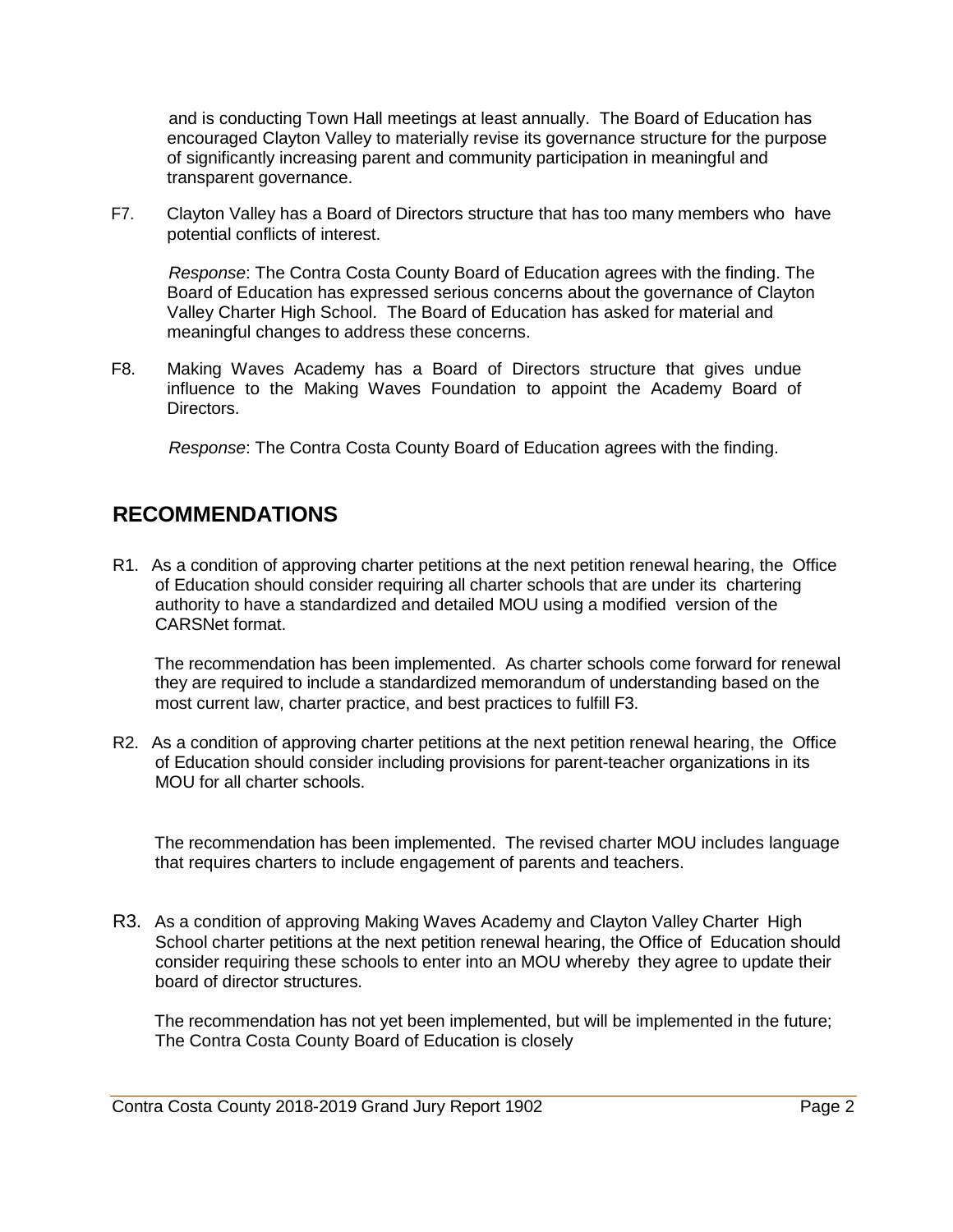and is conducting Town Hall meetings at least annually. The Board of Education has encouraged Clayton Valley to materially revise its governance structure for the purpose of significantly increasing parent and community participation in meaningful and transparent governance.

F7. Clayton Valley has a Board of Directors structure that has too many members who have potential conflicts of interest.

*Response*: The Contra Costa County Board of Education agrees with the finding. The Board of Education has expressed serious concerns about the governance of Clayton Valley Charter High School. The Board of Education has asked for material and meaningful changes to address these concerns.

F8. Making Waves Academy has a Board of Directors structure that gives undue influence to the Making Waves Foundation to appoint the Academy Board of Directors.

*Response*: The Contra Costa County Board of Education agrees with the finding.

## RECOMMENDATIONS

R1. As a condition of approving charter petitions at the next petition renewal hearing, the Office of Education should consider requiring all charter schools that are under its chartering authority to have a standardized and detailed MOU using a modified version of the CARSNet format.

The recommendation has been implemented. As charter schools come forward for renewal they are required to include a standardized memorandum of understanding based on the most current law, charter practice, and best practices to fulfill F3.

R2. As a condition of approving charter petitions at the next petition renewal hearing, the Office of Education should consider including provisions for parent-teacher organizations in its MOU for all charter schools.

The recommendation has been implemented. The revised charter MOU includes language that requires charters to include engagement of parents and teachers.

R3. As a condition of approving Making Waves Academy and Clayton Valley Charter High School charter petitions at the next petition renewal hearing, the Office of Education should consider requiring these schools to enter into an MOU whereby they agree to update their board of director structures.

The recommendation has not yet been implemented, but will be implemented in the future; The Contra Costa County Board of Education is closely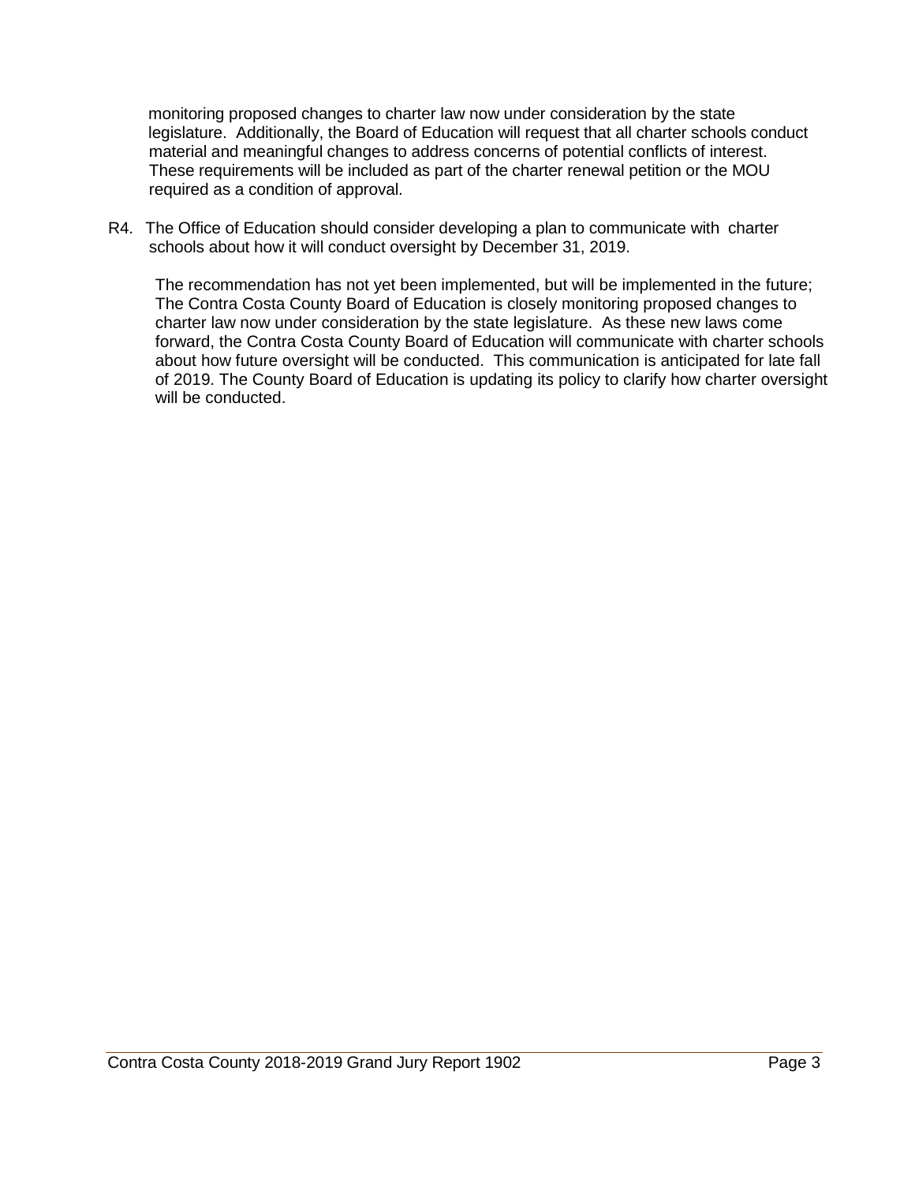monitoring proposed changes to charter law now under consideration by the state legislature. Additionally, the Board of Education will request that all charter schools conduct material and meaningful changes to address concerns of potential conflicts of interest. These requirements will be included as part of the charter renewal petition or the MOU required as a condition of approval.

R4. The Office of Education should consider developing a plan to communicate with charter schools about how it will conduct oversight by December 31, 2019.

The recommendation has not yet been implemented, but will be implemented in the future; The Contra Costa County Board of Education is closely monitoring proposed changes to charter law now under consideration by the state legislature. As these new laws come forward, the Contra Costa County Board of Education will communicate with charter schools about how future oversight will be conducted. This communication is anticipated for late fall of 2019. The County Board of Education is updating its policy to clarify how charter oversight will be conducted.